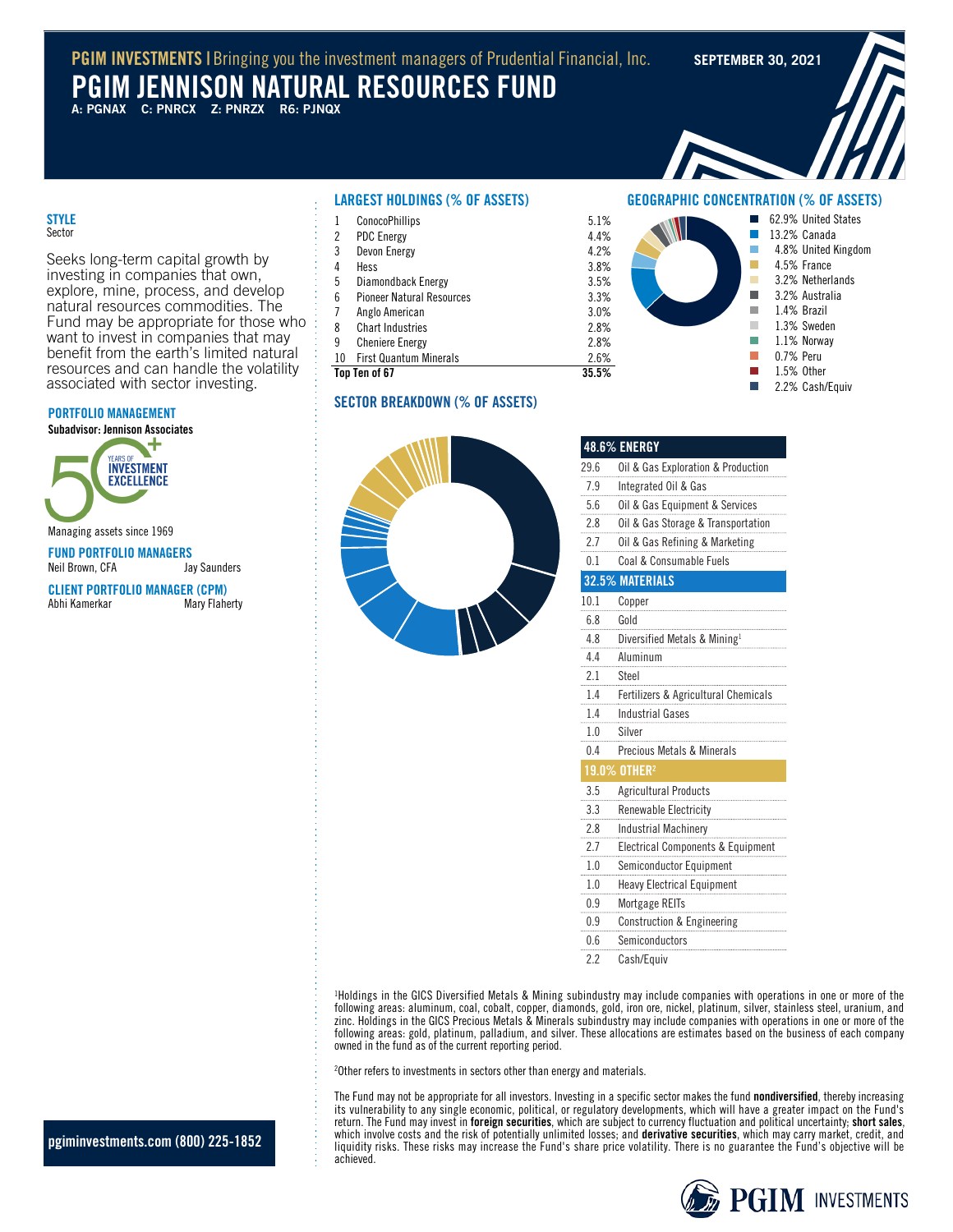**PGIM INVESTMENTS** | Bringing you the investment managers of Prudential Financial, Inc.

**SEPTEMBER 30, 2021**

# PGIM JENNISON NATURAL RESOURCES FUND

A: PGNAX C: PNRCX Z: PNRZX R6: PJNQX

## STYLE

Sector

Seeks long-term capital growth by investing in companies that own, explore, mine, process, and develop natural resources commodities. The Fund may be appropriate for those who want to invest in companies that may benefit from the earth's limited natural resources and can handle the volatility associated with sector investing.

## PORTFOLIO MANAGEMENT

**Subadvisor: Jennison Associates**

50+ Years of Investment Excellence

Managing assets since 1969

## FUND PORTFOLIO MANAGERS

Neil Brown, CFA    Jay Saunders

## CLIENT PORTFOLIO MANAGER (CPM)

Abhi Kamerkar    Mary Flaherty

## LARGEST HOLDINGS (% OF ASSETS)

| | Holding | % |
|---|---|---|
| 1 | ConocoPhillips | 5.1% |
| 2 | PDC Energy | 4.4% |
| 3 | Devon Energy | 4.2% |
| 4 | Hess | 3.8% |
| 5 | Diamondback Energy | 3.5% |
| 6 | Pioneer Natural Resources | 3.3% |
| 7 | Anglo American | 3.0% |
| 8 | Chart Industries | 2.8% |
| 9 | Cheniere Energy | 2.8% |
| 10 | First Quantum Minerals | 2.6% |
| **Top Ten of 67** | | **35.5%** |

## GEOGRAPHIC CONCENTRATION (% OF ASSETS)

| % | Country |
|---|---|
| 62.9% | United States |
| 13.2% | Canada |
| 4.8% | United Kingdom |
| 4.5% | France |
| 3.2% | Netherlands |
| 3.2% | Australia |
| 1.4% | Brazil |
| 1.3% | Sweden |
| 1.1% | Norway |
| 0.7% | Peru |
| 1.5% | Other |
| 2.2% | Cash/Equiv |

## SECTOR BREAKDOWN (% OF ASSETS)

| % | Sector |
|---|---|
| **48.6%** | **ENERGY** |
| 29.6 | Oil & Gas Exploration & Production |
| 7.9 | Integrated Oil & Gas |
| 5.6 | Oil & Gas Equipment & Services |
| 2.8 | Oil & Gas Storage & Transportation |
| 2.7 | Oil & Gas Refining & Marketing |
| 0.1 | Coal & Consumable Fuels |
| **32.5%** | **MATERIALS** |
| 10.1 | Copper |
| 6.8 | Gold |
| 4.8 | Diversified Metals & Mining[1] |
| 4.4 | Aluminum |
| 2.1 | Steel |
| 1.4 | Fertilizers & Agricultural Chemicals |
| 1.4 | Industrial Gases |
| 1.0 | Silver |
| 0.4 | Precious Metals & Minerals |
| **19.0%** | **OTHER[2]** |
| 3.5 | Agricultural Products |
| 3.3 | Renewable Electricity |
| 2.8 | Industrial Machinery |
| 2.7 | Electrical Components & Equipment |
| 1.0 | Semiconductor Equipment |
| 1.0 | Heavy Electrical Equipment |
| 0.9 | Mortgage REITs |
| 0.9 | Construction & Engineering |
| 0.6 | Semiconductors |
| 2.2 | Cash/Equiv |

[1]Holdings in the GICS Diversified Metals & Mining subindustry may include companies with operations in one or more of the following areas: aluminum, coal, cobalt, copper, diamonds, gold, iron ore, nickel, platinum, silver, stainless steel, uranium, and zinc. Holdings in the GICS Precious Metals & Minerals subindustry may include companies with operations in one or more of the following areas: gold, platinum, palladium, and silver. These allocations are estimates based on the business of each company owned in the fund as of the current reporting period.

[2]Other refers to investments in sectors other than energy and materials.

The Fund may not be appropriate for all investors. Investing in a specific sector makes the fund **nondiversified**, thereby increasing its vulnerability to any single economic, political, or regulatory developments, which will have a greater impact on the Fund's return. The Fund may invest in **foreign securities**, which are subject to currency fluctuation and political uncertainty; **short sales**, which involve costs and the risk of potentially unlimited losses; and **derivative securities**, which may carry market, credit, and liquidity risks. These risks may increase the Fund's share price volatility. There is no guarantee the Fund's objective will be achieved.

**pgiminvestments.com (800) 225-1852**

PGIM INVESTMENTS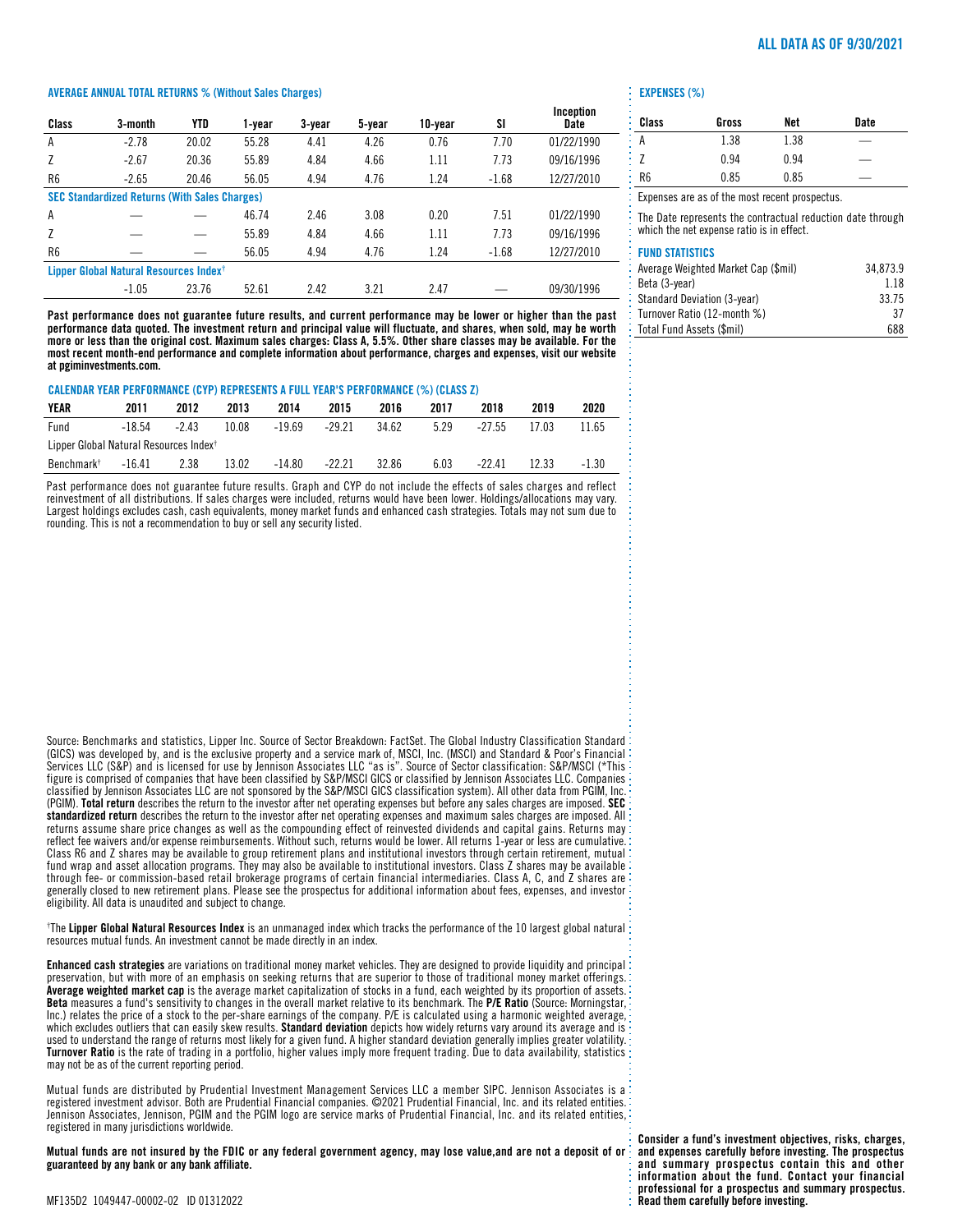**ALL DATA AS OF 9/30/2021**

### AVERAGE ANNUAL TOTAL RETURNS % (Without Sales Charges)

| Class | 3-month | YTD | 1-year | 3-year | 5-year | 10-year | SI | Inception Date |
|---|---|---|---|---|---|---|---|---|
| A | -2.78 | 20.02 | 55.28 | 4.41 | 4.26 | 0.76 | 7.70 | 01/22/1990 |
| Z | -2.67 | 20.36 | 55.89 | 4.84 | 4.66 | 1.11 | 7.73 | 09/16/1996 |
| R6 | -2.65 | 20.46 | 56.05 | 4.94 | 4.76 | 1.24 | -1.68 | 12/27/2010 |
| **SEC Standardized Returns (With Sales Charges)** | | | | | | | | |
| A | — | — | 46.74 | 2.46 | 3.08 | 0.20 | 7.51 | 01/22/1990 |
| Z | — | — | 55.89 | 4.84 | 4.66 | 1.11 | 7.73 | 09/16/1996 |
| R6 | — | — | 56.05 | 4.94 | 4.76 | 1.24 | -1.68 | 12/27/2010 |
| **Lipper Global Natural Resources Index†** | | | | | | | | |
| | -1.05 | 23.76 | 52.61 | 2.42 | 3.21 | 2.47 | — | 09/30/1996 |

**Past performance does not guarantee future results, and current performance may be lower or higher than the past performance data quoted. The investment return and principal value will fluctuate, and shares, when sold, may be worth more or less than the original cost. Maximum sales charges: Class A, 5.5%. Other share classes may be available. For the most recent month-end performance and complete information about performance, charges and expenses, visit our website at pgiminvestments.com.**

### CALENDAR YEAR PERFORMANCE (CYP) REPRESENTS A FULL YEAR'S PERFORMANCE (%) (CLASS Z)

| YEAR | 2011 | 2012 | 2013 | 2014 | 2015 | 2016 | 2017 | 2018 | 2019 | 2020 |
|---|---|---|---|---|---|---|---|---|---|---|
| Fund | -18.54 | -2.43 | 10.08 | -19.69 | -29.21 | 34.62 | 5.29 | -27.55 | 17.03 | 11.65 |
| Lipper Global Natural Resources Index† | | | | | | | | | | |
| Benchmark† | -16.41 | 2.38 | 13.02 | -14.80 | -22.21 | 32.86 | 6.03 | -22.41 | 12.33 | -1.30 |

Past performance does not guarantee future results. Graph and CYP do not include the effects of sales charges and reflect reinvestment of all distributions. If sales charges were included, returns would have been lower. Holdings/allocations may vary. Largest holdings excludes cash, cash equivalents, money market funds and enhanced cash strategies. Totals may not sum due to rounding. This is not a recommendation to buy or sell any security listed.

### EXPENSES (%)

| Class | Gross | Net | Date |
|---|---|---|---|
| A | 1.38 | 1.38 | — |
| Z | 0.94 | 0.94 | — |
| R6 | 0.85 | 0.85 | — |

Expenses are as of the most recent prospectus.

The Date represents the contractual reduction date through which the net expense ratio is in effect.

### FUND STATISTICS

| | |
|---|---|
| Average Weighted Market Cap ($mil) | 34,873.9 |
| Beta (3-year) | 1.18 |
| Standard Deviation (3-year) | 33.75 |
| Turnover Ratio (12-month %) | 37 |
| Total Fund Assets ($mil) | 688 |

Source: Benchmarks and statistics, Lipper Inc. Source of Sector Breakdown: FactSet. The Global Industry Classification Standard (GICS) was developed by, and is the exclusive property and a service mark of, MSCI, Inc. (MSCI) and Standard & Poor's Financial Services LLC (S&P) and is licensed for use by Jennison Associates LLC "as is". Source of Sector classification: S&P/MSCI (*This figure is comprised of companies that have been classified by S&P/MSCI GICS or classified by Jennison Associates LLC. Companies classified by Jennison Associates LLC are not sponsored by the S&P/MSCI GICS classification system). All other data from PGIM, Inc. (PGIM). **Total return** describes the return to the investor after net operating expenses but before any sales charges are imposed. **SEC standardized return** describes the return to the investor after net operating expenses and maximum sales charges are imposed. All returns assume share price changes as well as the compounding effect of reinvested dividends and capital gains. Returns may reflect fee waivers and/or expense reimbursements. Without such, returns would be lower. All returns 1-year or less are cumulative. Class R6 and Z shares may be available to group retirement plans and institutional investors through certain retirement, mutual fund wrap and asset allocation programs. They may also be available to institutional investors. Class Z shares may be available through fee- or commission-based retail brokerage programs of certain financial intermediaries. Class A, C, and Z shares are generally closed to new retirement plans. Please see the prospectus for additional information about fees, expenses, and investor eligibility. All data is unaudited and subject to change.

†The **Lipper Global Natural Resources Index** is an unmanaged index which tracks the performance of the 10 largest global natural resources mutual funds. An investment cannot be made directly in an index.

**Enhanced cash strategies** are variations on traditional money market vehicles. They are designed to provide liquidity and principal preservation, but with more of an emphasis on seeking returns that are superior to those of traditional money market offerings. **Average weighted market cap** is the average market capitalization of stocks in a fund, each weighted by its proportion of assets. **Beta** measures a fund's sensitivity to changes in the overall market relative to its benchmark. The **P/E Ratio** (Source: Morningstar, Inc.) relates the price of a stock to the per-share earnings of the company. P/E is calculated using a harmonic weighted average, which excludes outliers that can easily skew results. **Standard deviation** depicts how widely returns vary around its average and is used to understand the range of returns most likely for a given fund. A higher standard deviation generally implies greater volatility. **Turnover Ratio** is the rate of trading in a portfolio, higher values imply more frequent trading. Due to data availability, statistics may not be as of the current reporting period.

Mutual funds are distributed by Prudential Investment Management Services LLC a member SIPC. Jennison Associates is a registered investment advisor. Both are Prudential Financial companies. ©2021 Prudential Financial, Inc. and its related entities. Jennison Associates, Jennison, PGIM and the PGIM logo are service marks of Prudential Financial, Inc. and its related entities, registered in many jurisdictions worldwide.

**Mutual funds are not insured by the FDIC or any federal government agency, may lose value,and are not a deposit of or guaranteed by any bank or any bank affiliate.**

**Consider a fund's investment objectives, risks, charges, and expenses carefully before investing. The prospectus and summary prospectus contain this and other information about the fund. Contact your financial professional for a prospectus and summary prospectus. Read them carefully before investing.**

MF135D2 1049447-00002-02 ID 01312022